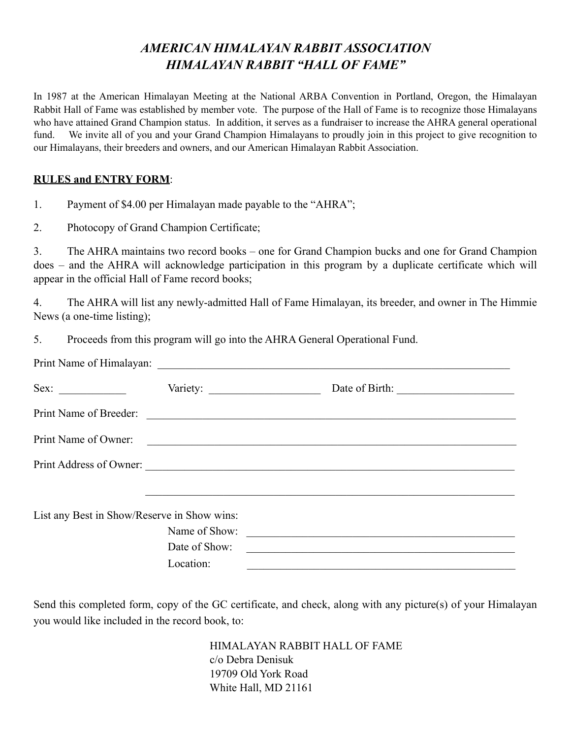# *AMERICAN HIMALAYAN RABBIT ASSOCIATION*
# *HIMALAYAN RABBIT "HALL OF FAME"*

In 1987 at the American Himalayan Meeting at the National ARBA Convention in Portland, Oregon, the Himalayan Rabbit Hall of Fame was established by member vote. The purpose of the Hall of Fame is to recognize those Himalayans who have attained Grand Champion status. In addition, it serves as a fundraiser to increase the AHRA general operational fund. We invite all of you and your Grand Champion Himalayans to proudly join in this project to give recognition to our Himalayans, their breeders and owners, and our American Himalayan Rabbit Association.

**<u>RULES and ENTRY FORM</u>**:

1. Payment of $4.00 per Himalayan made payable to the "AHRA";
2. Photocopy of Grand Champion Certificate;
3. The AHRA maintains two record books – one for Grand Champion bucks and one for Grand Champion does – and the AHRA will acknowledge participation in this program by a duplicate certificate which will appear in the official Hall of Fame record books;
4. The AHRA will list any newly-admitted Hall of Fame Himalayan, its breeder, and owner in The Himmie News (a one-time listing);
5. Proceeds from this program will go into the AHRA General Operational Fund.

Print Name of Himalayan: ____________________________________________

Sex: ____________ Variety: ____________________ Date of Birth: _____________________

Print Name of Breeder: ____________________________________________

Print Name of Owner: ____________________________________________

Print Address of Owner: ____________________________________________

____________________________________________

List any Best in Show/Reserve in Show wins:

Name of Show: ______________________________

Date of Show: ______________________________

Location: ______________________________

Send this completed form, copy of the GC certificate, and check, along with any picture(s) of your Himalayan you would like included in the record book, to:

HIMALAYAN RABBIT HALL OF FAME
c/o Debra Denisuk
19709 Old York Road
White Hall, MD 21161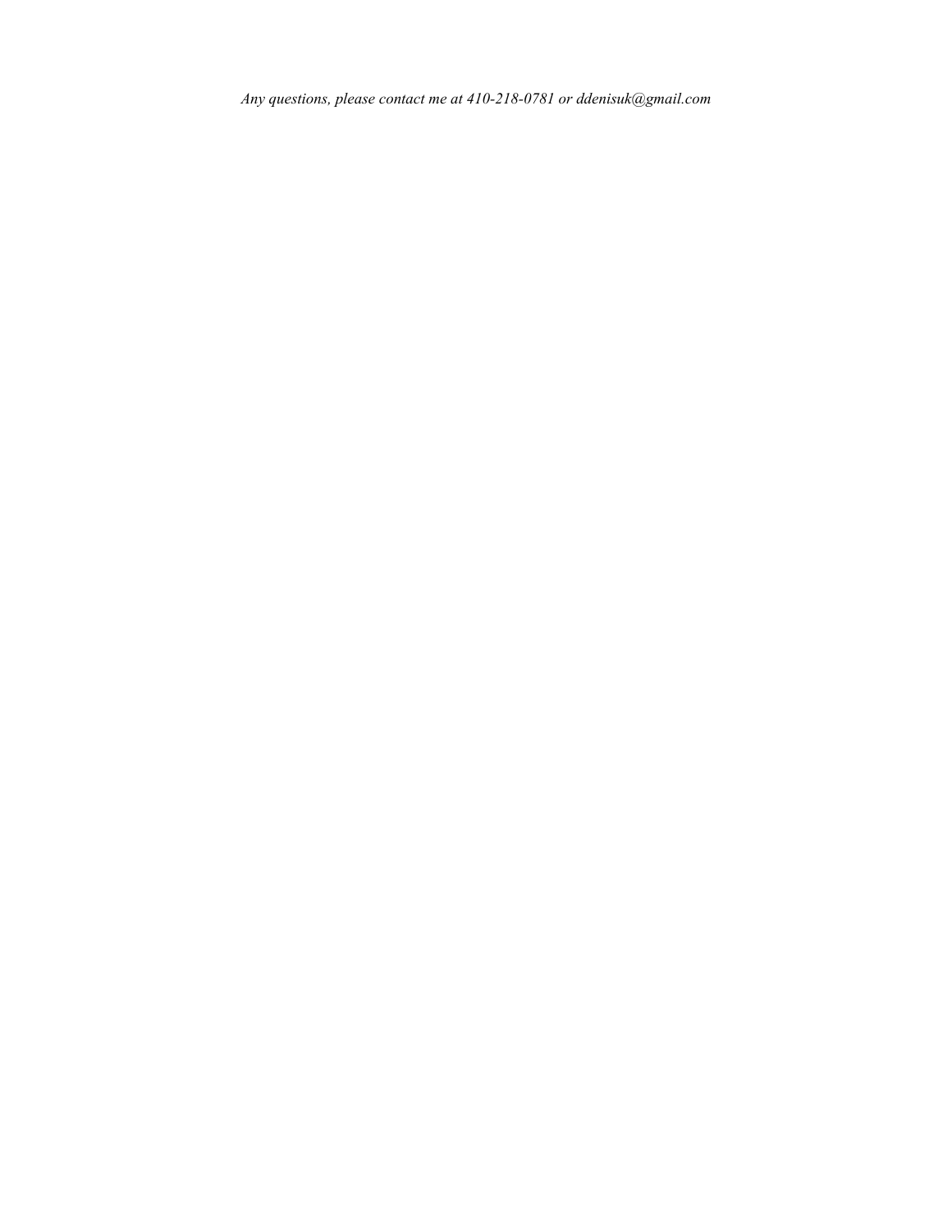*Any questions, please contact me at 410-218-0781 or ddenisuk@gmail.com*